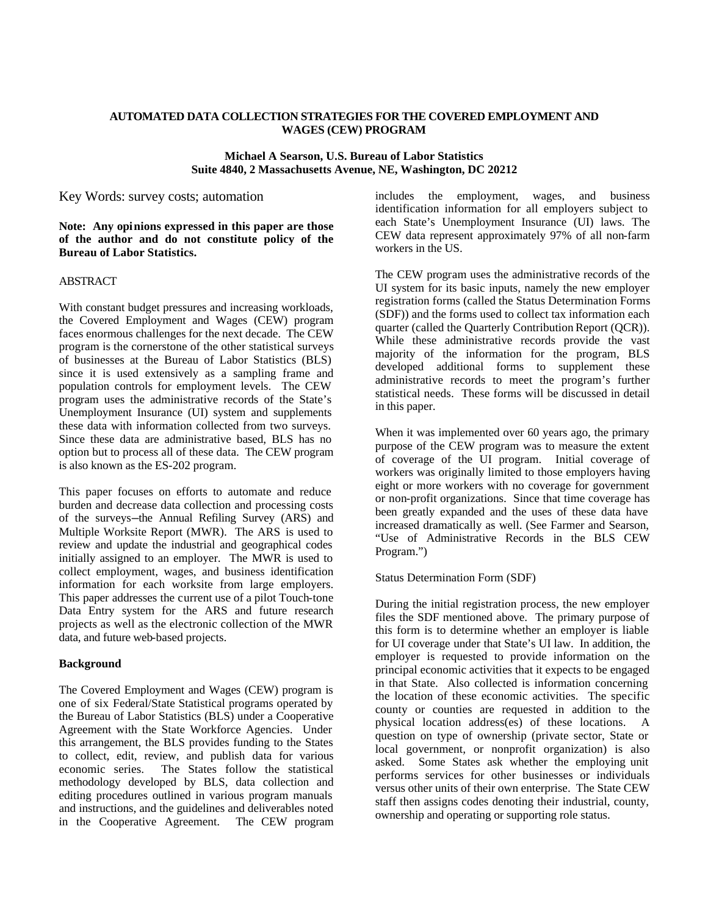# AUTOMATED DATA COLLECTION STRATEGIES FOR THE COVERED EMPLOYMENT AND WAGES (CEW) PROGRAM

**Michael A Searson, U.S. Bureau of Labor Statistics**
**Suite 4840, 2 Massachusetts Avenue, NE, Washington, DC 20212**

Key Words: survey costs; automation

**Note: Any opinions expressed in this paper are those of the author and do not constitute policy of the Bureau of Labor Statistics.**

## ABSTRACT

With constant budget pressures and increasing workloads, the Covered Employment and Wages (CEW) program faces enormous challenges for the next decade. The CEW program is the cornerstone of the other statistical surveys of businesses at the Bureau of Labor Statistics (BLS) since it is used extensively as a sampling frame and population controls for employment levels. The CEW program uses the administrative records of the State's Unemployment Insurance (UI) system and supplements these data with information collected from two surveys. Since these data are administrative based, BLS has no option but to process all of these data. The CEW program is also known as the ES-202 program.

This paper focuses on efforts to automate and reduce burden and decrease data collection and processing costs of the surveys—the Annual Refiling Survey (ARS) and Multiple Worksite Report (MWR). The ARS is used to review and update the industrial and geographical codes initially assigned to an employer. The MWR is used to collect employment, wages, and business identification information for each worksite from large employers. This paper addresses the current use of a pilot Touch-tone Data Entry system for the ARS and future research projects as well as the electronic collection of the MWR data, and future web-based projects.

## Background

The Covered Employment and Wages (CEW) program is one of six Federal/State Statistical programs operated by the Bureau of Labor Statistics (BLS) under a Cooperative Agreement with the State Workforce Agencies. Under this arrangement, the BLS provides funding to the States to collect, edit, review, and publish data for various economic series. The States follow the statistical methodology developed by BLS, data collection and editing procedures outlined in various program manuals and instructions, and the guidelines and deliverables noted in the Cooperative Agreement. The CEW program includes the employment, wages, and business identification information for all employers subject to each State's Unemployment Insurance (UI) laws. The CEW data represent approximately 97% of all non-farm workers in the US.

The CEW program uses the administrative records of the UI system for its basic inputs, namely the new employer registration forms (called the Status Determination Forms (SDF)) and the forms used to collect tax information each quarter (called the Quarterly Contribution Report (QCR)). While these administrative records provide the vast majority of the information for the program, BLS developed additional forms to supplement these administrative records to meet the program's further statistical needs. These forms will be discussed in detail in this paper.

When it was implemented over 60 years ago, the primary purpose of the CEW program was to measure the extent of coverage of the UI program. Initial coverage of workers was originally limited to those employers having eight or more workers with no coverage for government or non-profit organizations. Since that time coverage has been greatly expanded and the uses of these data have increased dramatically as well. (See Farmer and Searson, "Use of Administrative Records in the BLS CEW Program.")

### Status Determination Form (SDF)

During the initial registration process, the new employer files the SDF mentioned above. The primary purpose of this form is to determine whether an employer is liable for UI coverage under that State's UI law. In addition, the employer is requested to provide information on the principal economic activities that it expects to be engaged in that State. Also collected is information concerning the location of these economic activities. The specific county or counties are requested in addition to the physical location address(es) of these locations. A question on type of ownership (private sector, State or local government, or nonprofit organization) is also asked. Some States ask whether the employing unit performs services for other businesses or individuals versus other units of their own enterprise. The State CEW staff then assigns codes denoting their industrial, county, ownership and operating or supporting role status.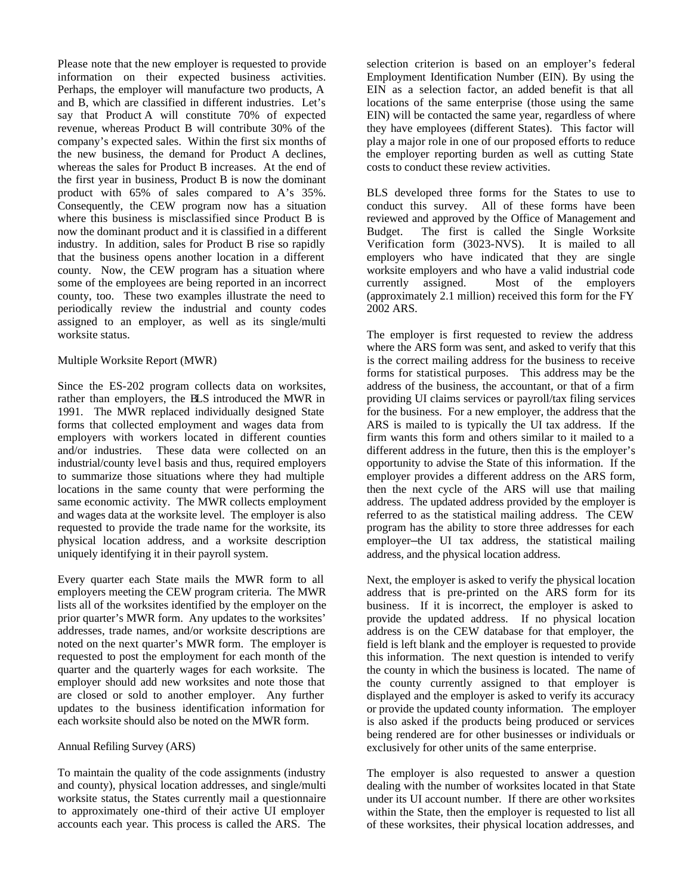Please note that the new employer is requested to provide information on their expected business activities. Perhaps, the employer will manufacture two products, A and B, which are classified in different industries. Let's say that Product A will constitute 70% of expected revenue, whereas Product B will contribute 30% of the company's expected sales. Within the first six months of the new business, the demand for Product A declines, whereas the sales for Product B increases. At the end of the first year in business, Product B is now the dominant product with 65% of sales compared to A's 35%. Consequently, the CEW program now has a situation where this business is misclassified since Product B is now the dominant product and it is classified in a different industry. In addition, sales for Product B rise so rapidly that the business opens another location in a different county. Now, the CEW program has a situation where some of the employees are being reported in an incorrect county, too. These two examples illustrate the need to periodically review the industrial and county codes assigned to an employer, as well as its single/multi worksite status.

Multiple Worksite Report (MWR)

Since the ES-202 program collects data on worksites, rather than employers, the BLS introduced the MWR in 1991. The MWR replaced individually designed State forms that collected employment and wages data from employers with workers located in different counties and/or industries. These data were collected on an industrial/county level basis and thus, required employers to summarize those situations where they had multiple locations in the same county that were performing the same economic activity. The MWR collects employment and wages data at the worksite level. The employer is also requested to provide the trade name for the worksite, its physical location address, and a worksite description uniquely identifying it in their payroll system.

Every quarter each State mails the MWR form to all employers meeting the CEW program criteria. The MWR lists all of the worksites identified by the employer on the prior quarter's MWR form. Any updates to the worksites' addresses, trade names, and/or worksite descriptions are noted on the next quarter's MWR form. The employer is requested to post the employment for each month of the quarter and the quarterly wages for each worksite. The employer should add new worksites and note those that are closed or sold to another employer. Any further updates to the business identification information for each worksite should also be noted on the MWR form.

Annual Refiling Survey (ARS)

To maintain the quality of the code assignments (industry and county), physical location addresses, and single/multi worksite status, the States currently mail a questionnaire to approximately one-third of their active UI employer accounts each year. This process is called the ARS. The selection criterion is based on an employer's federal Employment Identification Number (EIN). By using the EIN as a selection factor, an added benefit is that all locations of the same enterprise (those using the same EIN) will be contacted the same year, regardless of where they have employees (different States). This factor will play a major role in one of our proposed efforts to reduce the employer reporting burden as well as cutting State costs to conduct these review activities.

BLS developed three forms for the States to use to conduct this survey. All of these forms have been reviewed and approved by the Office of Management and Budget. The first is called the Single Worksite Verification form (3023-NVS). It is mailed to all employers who have indicated that they are single worksite employers and who have a valid industrial code currently assigned. Most of the employers (approximately 2.1 million) received this form for the FY 2002 ARS.

The employer is first requested to review the address where the ARS form was sent, and asked to verify that this is the correct mailing address for the business to receive forms for statistical purposes. This address may be the address of the business, the accountant, or that of a firm providing UI claims services or payroll/tax filing services for the business. For a new employer, the address that the ARS is mailed to is typically the UI tax address. If the firm wants this form and others similar to it mailed to a different address in the future, then this is the employer's opportunity to advise the State of this information. If the employer provides a different address on the ARS form, then the next cycle of the ARS will use that mailing address. The updated address provided by the employer is referred to as the statistical mailing address. The CEW program has the ability to store three addresses for each employer—the UI tax address, the statistical mailing address, and the physical location address.

Next, the employer is asked to verify the physical location address that is pre-printed on the ARS form for its business. If it is incorrect, the employer is asked to provide the updated address. If no physical location address is on the CEW database for that employer, the field is left blank and the employer is requested to provide this information. The next question is intended to verify the county in which the business is located. The name of the county currently assigned to that employer is displayed and the employer is asked to verify its accuracy or provide the updated county information. The employer is also asked if the products being produced or services being rendered are for other businesses or individuals or exclusively for other units of the same enterprise.

The employer is also requested to answer a question dealing with the number of worksites located in that State under its UI account number. If there are other worksites within the State, then the employer is requested to list all of these worksites, their physical location addresses, and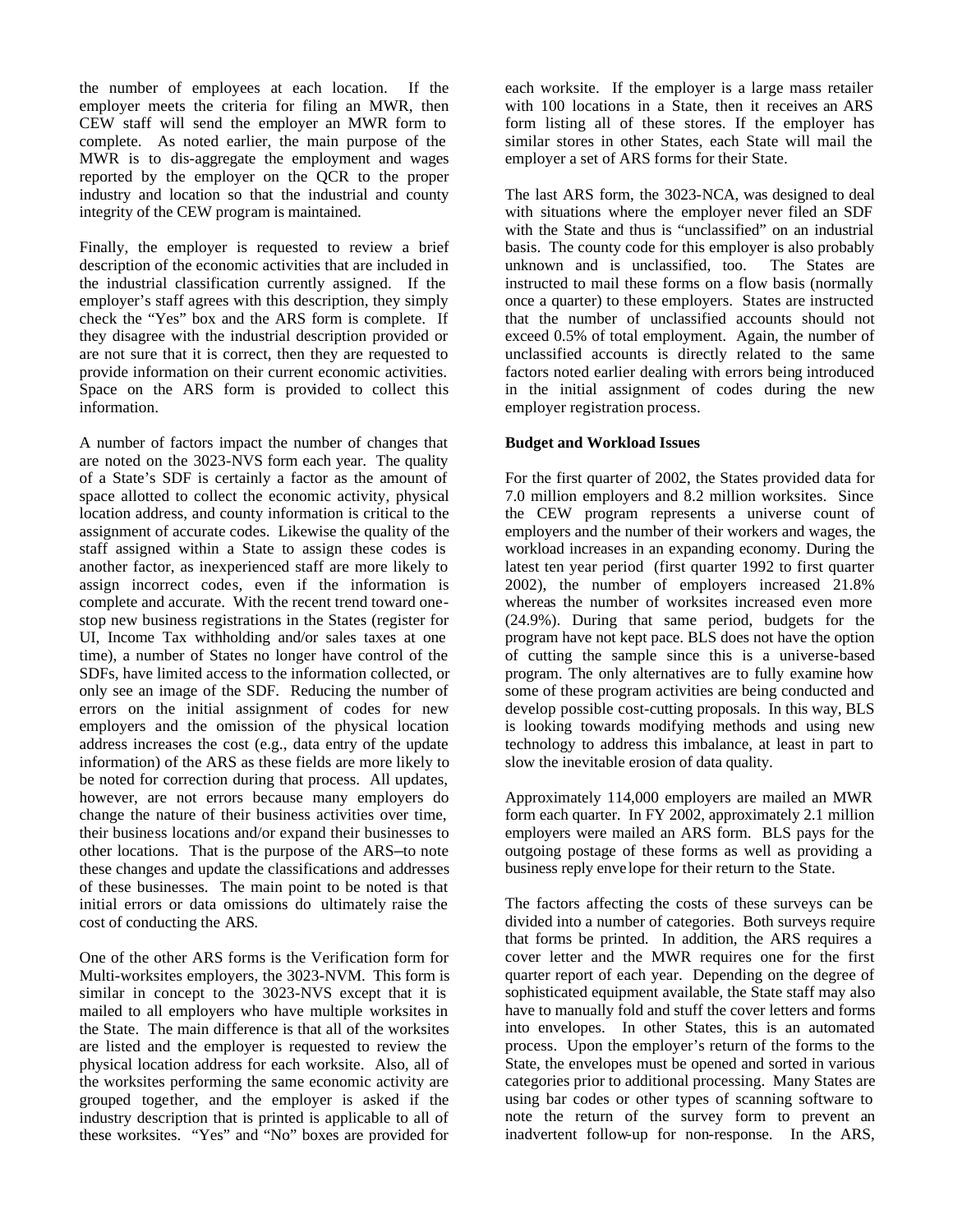the number of employees at each location. If the employer meets the criteria for filing an MWR, then CEW staff will send the employer an MWR form to complete. As noted earlier, the main purpose of the MWR is to dis-aggregate the employment and wages reported by the employer on the QCR to the proper industry and location so that the industrial and county integrity of the CEW program is maintained.

Finally, the employer is requested to review a brief description of the economic activities that are included in the industrial classification currently assigned. If the employer's staff agrees with this description, they simply check the "Yes" box and the ARS form is complete. If they disagree with the industrial description provided or are not sure that it is correct, then they are requested to provide information on their current economic activities. Space on the ARS form is provided to collect this information.

A number of factors impact the number of changes that are noted on the 3023-NVS form each year. The quality of a State's SDF is certainly a factor as the amount of space allotted to collect the economic activity, physical location address, and county information is critical to the assignment of accurate codes. Likewise the quality of the staff assigned within a State to assign these codes is another factor, as inexperienced staff are more likely to assign incorrect codes, even if the information is complete and accurate. With the recent trend toward one-stop new business registrations in the States (register for UI, Income Tax withholding and/or sales taxes at one time), a number of States no longer have control of the SDFs, have limited access to the information collected, or only see an image of the SDF. Reducing the number of errors on the initial assignment of codes for new employers and the omission of the physical location address increases the cost (e.g., data entry of the update information) of the ARS as these fields are more likely to be noted for correction during that process. All updates, however, are not errors because many employers do change the nature of their business activities over time, their business locations and/or expand their businesses to other locations. That is the purpose of the ARS–to note these changes and update the classifications and addresses of these businesses. The main point to be noted is that initial errors or data omissions do ultimately raise the cost of conducting the ARS.

One of the other ARS forms is the Verification form for Multi-worksites employers, the 3023-NVM. This form is similar in concept to the 3023-NVS except that it is mailed to all employers who have multiple worksites in the State. The main difference is that all of the worksites are listed and the employer is requested to review the physical location address for each worksite. Also, all of the worksites performing the same economic activity are grouped together, and the employer is asked if the industry description that is printed is applicable to all of these worksites. "Yes" and "No" boxes are provided for each worksite. If the employer is a large mass retailer with 100 locations in a State, then it receives an ARS form listing all of these stores. If the employer has similar stores in other States, each State will mail the employer a set of ARS forms for their State.

The last ARS form, the 3023-NCA, was designed to deal with situations where the employer never filed an SDF with the State and thus is "unclassified" on an industrial basis. The county code for this employer is also probably unknown and is unclassified, too. The States are instructed to mail these forms on a flow basis (normally once a quarter) to these employers. States are instructed that the number of unclassified accounts should not exceed 0.5% of total employment. Again, the number of unclassified accounts is directly related to the same factors noted earlier dealing with errors being introduced in the initial assignment of codes during the new employer registration process.

**Budget and Workload Issues**

For the first quarter of 2002, the States provided data for 7.0 million employers and 8.2 million worksites. Since the CEW program represents a universe count of employers and the number of their workers and wages, the workload increases in an expanding economy. During the latest ten year period (first quarter 1992 to first quarter 2002), the number of employers increased 21.8% whereas the number of worksites increased even more (24.9%). During that same period, budgets for the program have not kept pace. BLS does not have the option of cutting the sample since this is a universe-based program. The only alternatives are to fully examine how some of these program activities are being conducted and develop possible cost-cutting proposals. In this way, BLS is looking towards modifying methods and using new technology to address this imbalance, at least in part to slow the inevitable erosion of data quality.

Approximately 114,000 employers are mailed an MWR form each quarter. In FY 2002, approximately 2.1 million employers were mailed an ARS form. BLS pays for the outgoing postage of these forms as well as providing a business reply envelope for their return to the State.

The factors affecting the costs of these surveys can be divided into a number of categories. Both surveys require that forms be printed. In addition, the ARS requires a cover letter and the MWR requires one for the first quarter report of each year. Depending on the degree of sophisticated equipment available, the State staff may also have to manually fold and stuff the cover letters and forms into envelopes. In other States, this is an automated process. Upon the employer's return of the forms to the State, the envelopes must be opened and sorted in various categories prior to additional processing. Many States are using bar codes or other types of scanning software to note the return of the survey form to prevent an inadvertent follow-up for non-response. In the ARS,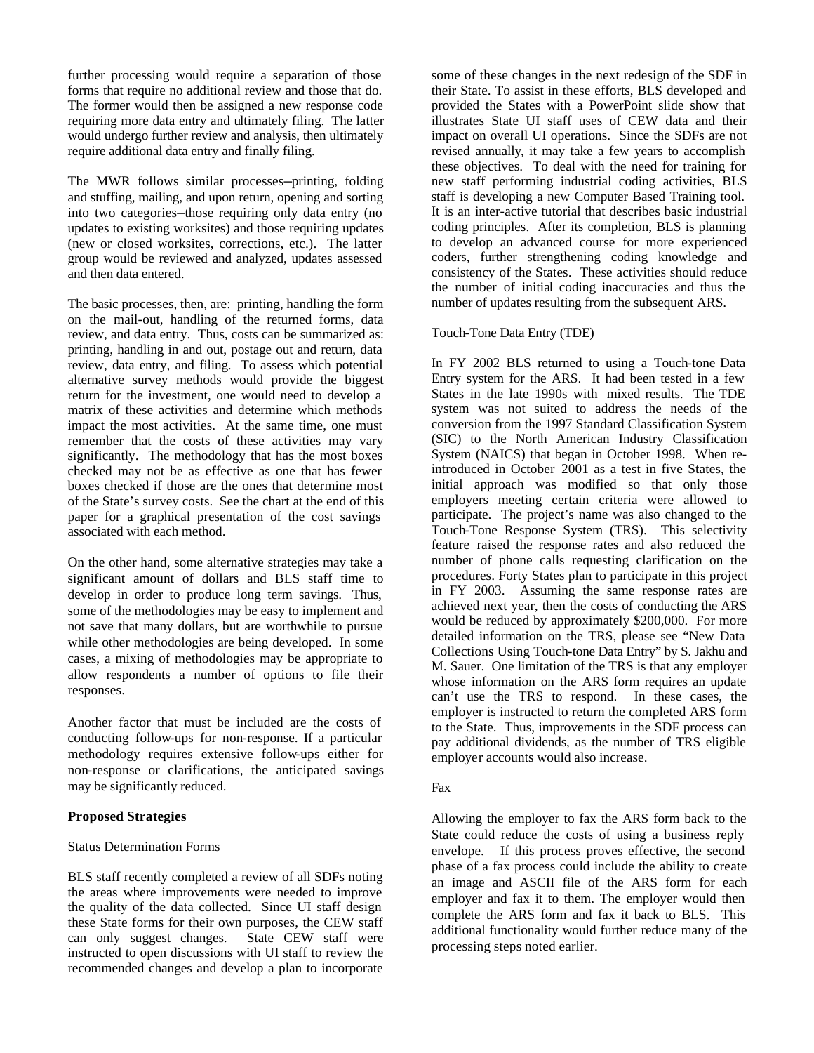further processing would require a separation of those forms that require no additional review and those that do. The former would then be assigned a new response code requiring more data entry and ultimately filing. The latter would undergo further review and analysis, then ultimately require additional data entry and finally filing.

The MWR follows similar processes–printing, folding and stuffing, mailing, and upon return, opening and sorting into two categories–those requiring only data entry (no updates to existing worksites) and those requiring updates (new or closed worksites, corrections, etc.). The latter group would be reviewed and analyzed, updates assessed and then data entered.

The basic processes, then, are: printing, handling the form on the mail-out, handling of the returned forms, data review, and data entry. Thus, costs can be summarized as: printing, handling in and out, postage out and return, data review, data entry, and filing. To assess which potential alternative survey methods would provide the biggest return for the investment, one would need to develop a matrix of these activities and determine which methods impact the most activities. At the same time, one must remember that the costs of these activities may vary significantly. The methodology that has the most boxes checked may not be as effective as one that has fewer boxes checked if those are the ones that determine most of the State's survey costs. See the chart at the end of this paper for a graphical presentation of the cost savings associated with each method.

On the other hand, some alternative strategies may take a significant amount of dollars and BLS staff time to develop in order to produce long term savings. Thus, some of the methodologies may be easy to implement and not save that many dollars, but are worthwhile to pursue while other methodologies are being developed. In some cases, a mixing of methodologies may be appropriate to allow respondents a number of options to file their responses.

Another factor that must be included are the costs of conducting follow-ups for non-response. If a particular methodology requires extensive follow-ups either for non-response or clarifications, the anticipated savings may be significantly reduced.

## Proposed Strategies

### Status Determination Forms

BLS staff recently completed a review of all SDFs noting the areas where improvements were needed to improve the quality of the data collected. Since UI staff design these State forms for their own purposes, the CEW staff can only suggest changes. State CEW staff were instructed to open discussions with UI staff to review the recommended changes and develop a plan to incorporate some of these changes in the next redesign of the SDF in their State. To assist in these efforts, BLS developed and provided the States with a PowerPoint slide show that illustrates State UI staff uses of CEW data and their impact on overall UI operations. Since the SDFs are not revised annually, it may take a few years to accomplish these objectives. To deal with the need for training for new staff performing industrial coding activities, BLS staff is developing a new Computer Based Training tool. It is an inter-active tutorial that describes basic industrial coding principles. After its completion, BLS is planning to develop an advanced course for more experienced coders, further strengthening coding knowledge and consistency of the States. These activities should reduce the number of initial coding inaccuracies and thus the number of updates resulting from the subsequent ARS.

### Touch-Tone Data Entry (TDE)

In FY 2002 BLS returned to using a Touch-tone Data Entry system for the ARS. It had been tested in a few States in the late 1990s with mixed results. The TDE system was not suited to address the needs of the conversion from the 1997 Standard Classification System (SIC) to the North American Industry Classification System (NAICS) that began in October 1998. When re-introduced in October 2001 as a test in five States, the initial approach was modified so that only those employers meeting certain criteria were allowed to participate. The project's name was also changed to the Touch-Tone Response System (TRS). This selectivity feature raised the response rates and also reduced the number of phone calls requesting clarification on the procedures. Forty States plan to participate in this project in FY 2003. Assuming the same response rates are achieved next year, then the costs of conducting the ARS would be reduced by approximately $200,000. For more detailed information on the TRS, please see "New Data Collections Using Touch-tone Data Entry" by S. Jakhu and M. Sauer. One limitation of the TRS is that any employer whose information on the ARS form requires an update can't use the TRS to respond. In these cases, the employer is instructed to return the completed ARS form to the State. Thus, improvements in the SDF process can pay additional dividends, as the number of TRS eligible employer accounts would also increase.

### Fax

Allowing the employer to fax the ARS form back to the State could reduce the costs of using a business reply envelope. If this process proves effective, the second phase of a fax process could include the ability to create an image and ASCII file of the ARS form for each employer and fax it to them. The employer would then complete the ARS form and fax it back to BLS. This additional functionality would further reduce many of the processing steps noted earlier.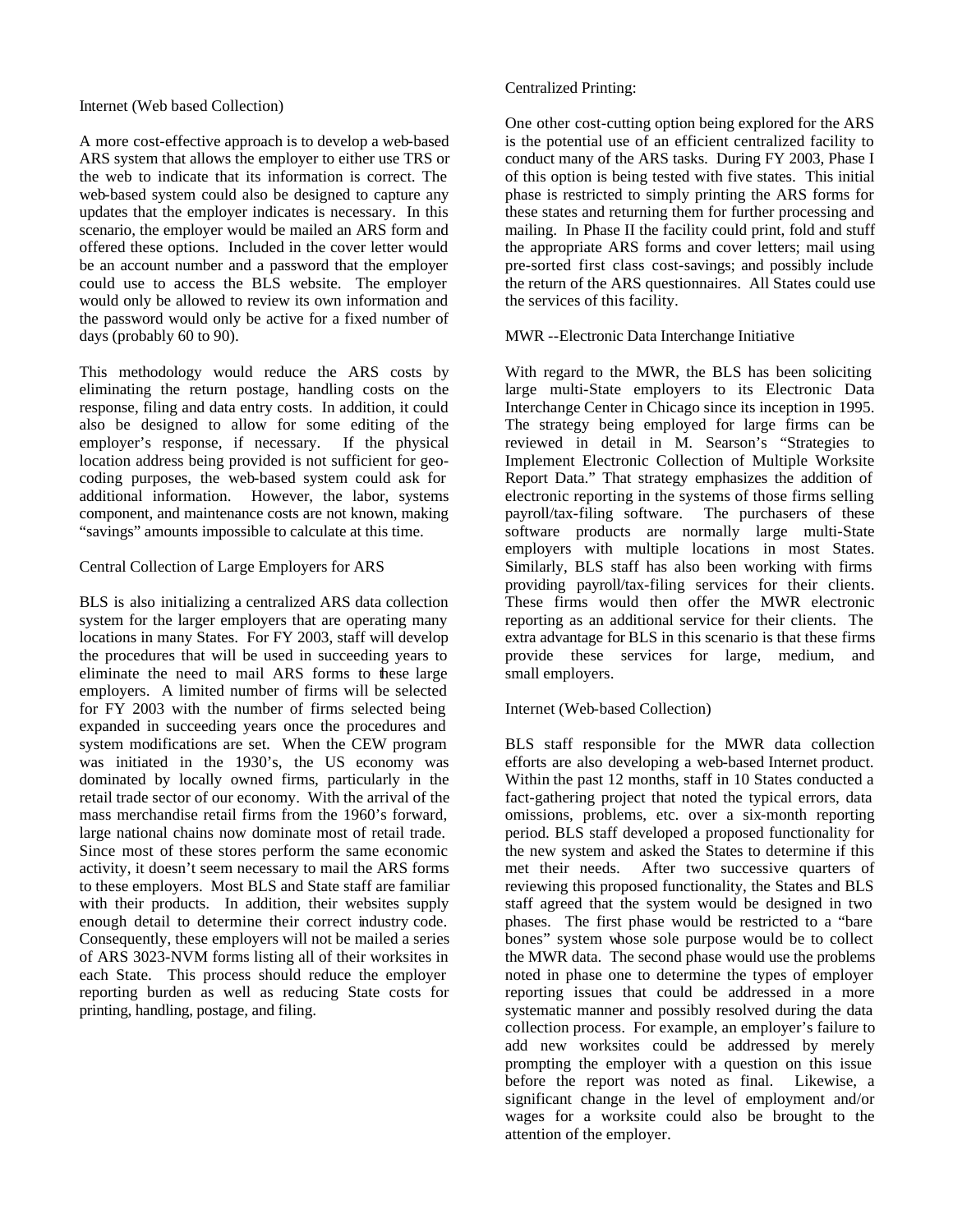### Internet (Web based Collection)

A more cost-effective approach is to develop a web-based ARS system that allows the employer to either use TRS or the web to indicate that its information is correct. The web-based system could also be designed to capture any updates that the employer indicates is necessary. In this scenario, the employer would be mailed an ARS form and offered these options. Included in the cover letter would be an account number and a password that the employer could use to access the BLS website. The employer would only be allowed to review its own information and the password would only be active for a fixed number of days (probably 60 to 90).

This methodology would reduce the ARS costs by eliminating the return postage, handling costs on the response, filing and data entry costs. In addition, it could also be designed to allow for some editing of the employer's response, if necessary. If the physical location address being provided is not sufficient for geo-coding purposes, the web-based system could ask for additional information. However, the labor, systems component, and maintenance costs are not known, making "savings" amounts impossible to calculate at this time.

### Central Collection of Large Employers for ARS

BLS is also initializing a centralized ARS data collection system for the larger employers that are operating many locations in many States. For FY 2003, staff will develop the procedures that will be used in succeeding years to eliminate the need to mail ARS forms to these large employers. A limited number of firms will be selected for FY 2003 with the number of firms selected being expanded in succeeding years once the procedures and system modifications are set. When the CEW program was initiated in the 1930's, the US economy was dominated by locally owned firms, particularly in the retail trade sector of our economy. With the arrival of the mass merchandise retail firms from the 1960's forward, large national chains now dominate most of retail trade. Since most of these stores perform the same economic activity, it doesn't seem necessary to mail the ARS forms to these employers. Most BLS and State staff are familiar with their products. In addition, their websites supply enough detail to determine their correct industry code. Consequently, these employers will not be mailed a series of ARS 3023-NVM forms listing all of their worksites in each State. This process should reduce the employer reporting burden as well as reducing State costs for printing, handling, postage, and filing.

### Centralized Printing:

One other cost-cutting option being explored for the ARS is the potential use of an efficient centralized facility to conduct many of the ARS tasks. During FY 2003, Phase I of this option is being tested with five states. This initial phase is restricted to simply printing the ARS forms for these states and returning them for further processing and mailing. In Phase II the facility could print, fold and stuff the appropriate ARS forms and cover letters; mail using pre-sorted first class cost-savings; and possibly include the return of the ARS questionnaires. All States could use the services of this facility.

### MWR --Electronic Data Interchange Initiative

With regard to the MWR, the BLS has been soliciting large multi-State employers to its Electronic Data Interchange Center in Chicago since its inception in 1995. The strategy being employed for large firms can be reviewed in detail in M. Searson's "Strategies to Implement Electronic Collection of Multiple Worksite Report Data." That strategy emphasizes the addition of electronic reporting in the systems of those firms selling payroll/tax-filing software. The purchasers of these software products are normally large multi-State employers with multiple locations in most States. Similarly, BLS staff has also been working with firms providing payroll/tax-filing services for their clients. These firms would then offer the MWR electronic reporting as an additional service for their clients. The extra advantage for BLS in this scenario is that these firms provide these services for large, medium, and small employers.

### Internet (Web-based Collection)

BLS staff responsible for the MWR data collection efforts are also developing a web-based Internet product. Within the past 12 months, staff in 10 States conducted a fact-gathering project that noted the typical errors, data omissions, problems, etc. over a six-month reporting period. BLS staff developed a proposed functionality for the new system and asked the States to determine if this met their needs. After two successive quarters of reviewing this proposed functionality, the States and BLS staff agreed that the system would be designed in two phases. The first phase would be restricted to a "bare bones" system whose sole purpose would be to collect the MWR data. The second phase would use the problems noted in phase one to determine the types of employer reporting issues that could be addressed in a more systematic manner and possibly resolved during the data collection process. For example, an employer's failure to add new worksites could be addressed by merely prompting the employer with a question on this issue before the report was noted as final. Likewise, a significant change in the level of employment and/or wages for a worksite could also be brought to the attention of the employer.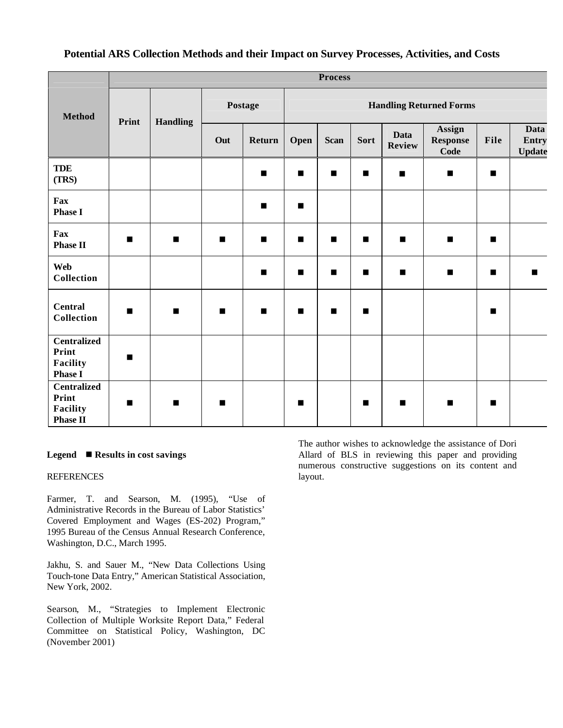**Potential ARS Collection Methods and their Impact on Survey Processes, Activities, and Costs**

| Method | Process | | | | | | | | | | |
|---|---|---|---|---|---|---|---|---|---|---|---|
| | Print | Handling | Postage | | Handling Returned Forms | | | | | | |
| | | | Out | Return | Open | Scan | Sort | Data Review | Assign Response Code | File | Data Entry Update |
| TDE (TRS) | | | | ■ | ■ | ■ | ■ | ■ | ■ | ■ | |
| Fax Phase I | | | | ■ | ■ | | | | | | |
| Fax Phase II | ■ | ■ | ■ | ■ | ■ | ■ | ■ | ■ | ■ | ■ | |
| Web Collection | | | | ■ | ■ | ■ | ■ | ■ | ■ | ■ | ■ |
| Central Collection | ■ | ■ | ■ | ■ | ■ | ■ | ■ | | | ■ | |
| Centralized Print Facility Phase I | ■ | | | | | | | | | | |
| Centralized Print Facility Phase II | ■ | ■ | ■ | | ■ | | ■ | ■ | ■ | ■ | |

**Legend** ■ **Results in cost savings**

REFERENCES

Farmer, T. and Searson, M. (1995), "Use of Administrative Records in the Bureau of Labor Statistics' Covered Employment and Wages (ES-202) Program," 1995 Bureau of the Census Annual Research Conference, Washington, D.C., March 1995.

Jakhu, S. and Sauer M., "New Data Collections Using Touch-tone Data Entry," American Statistical Association, New York, 2002.

Searson, M., "Strategies to Implement Electronic Collection of Multiple Worksite Report Data," Federal Committee on Statistical Policy, Washington, DC (November 2001)

The author wishes to acknowledge the assistance of Dori Allard of BLS in reviewing this paper and providing numerous constructive suggestions on its content and layout.